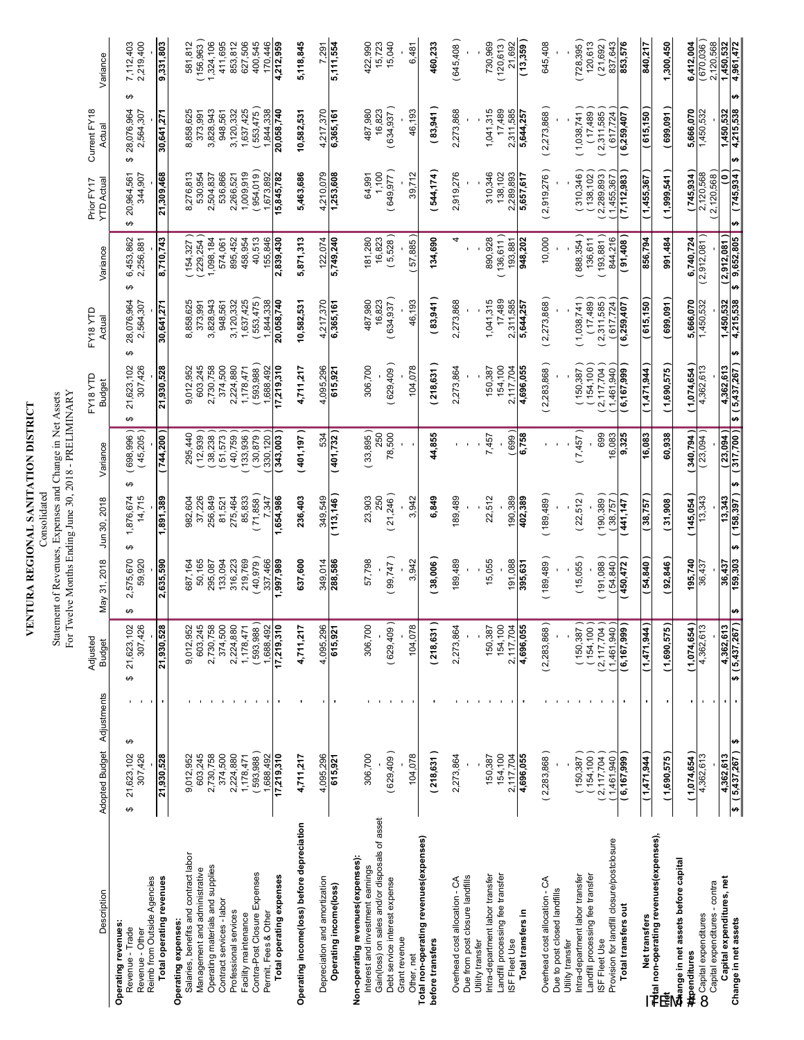# VENTURA REGIONAL SANITATION DISTRICT

Consolidated
Statement of Revenues, Expenses and Change in Net Assets
For Twelve Months Ending June 30, 2018 - PRELIMINARY

| Description | Adopted Budget | Adjustments | Adjusted Budget | May 31, 2018 | Jun 30, 2018 | Variance | FY18 YTD Budget | FY18 YTD Actual | Variance | Prior FY17 YTD Actual | Current FY18 Actual | Variance |
|---|---|---|---|---|---|---|---|---|---|---|---|---|
| **Operating revenues:** | | | | | | | | | | | | |
| Revenue - Trade | $ 21,623,102 | $ - | $ 21,623,102 | $ 2,575,670 | $ 1,876,674 | $ (698,996) | $ 21,623,102 | $ 28,076,964 | $ 6,453,862 | $ 20,964,561 | $ 28,076,964 | $ 7,112,403 |
| Revenue - Other | 307,426 | - | 307,426 | 59,920 | 14,715 | (45,205) | 307,426 | 2,564,307 | 2,256,881 | 344,907 | 2,564,307 | 2,219,400 |
| Reimb from Outside Agencies | - | - | - | - | - | - | - | - | - | - | - | - |
| **Total operating revenues** | **21,930,528** | **-** | **21,930,528** | **2,635,590** | **1,891,389** | **(744,200)** | **21,930,528** | **30,641,271** | **8,710,743** | **21,309,468** | **30,641,271** | **9,331,803** |
| **Operating expenses:** | | | | | | | | | | | | |
| Salaries, benefits and contract labor | 9,012,952 | - | 9,012,952 | 687,164 | 982,604 | 295,440 | 9,012,952 | 8,858,625 | (154,327) | 8,276,813 | 8,858,625 | 581,812 |
| Management and administrative | 603,245 | - | 603,245 | 50,165 | 37,226 | (12,939) | 603,245 | 373,991 | (229,254) | 530,954 | 373,991 | (156,963) |
| Operating materials and supplies | 2,730,758 | - | 2,730,758 | 295,087 | 256,849 | (38,238) | 2,730,758 | 3,828,943 | 1,098,184 | 2,504,837 | 3,828,943 | 1,324,106 |
| Contract services - labor | 374,500 | - | 374,500 | 133,094 | 81,521 | (51,573) | 374,500 | 948,561 | 574,061 | 536,866 | 948,561 | 411,695 |
| Professional services | 2,224,880 | - | 2,224,880 | 316,223 | 275,464 | (40,759) | 2,224,880 | 3,120,332 | 895,452 | 2,266,521 | 3,120,332 | 853,812 |
| Facility maintenance | 1,178,471 | - | 1,178,471 | 219,769 | 85,833 | (133,936) | 1,178,471 | 1,637,425 | 458,954 | 1,009,919 | 1,637,425 | 627,506 |
| Contra-Post Closure Expenses | (593,988) | - | (593,988) | (40,979) | (71,858) | (30,879) | (593,988) | (553,475) | 40,513 | (954,019) | (553,475) | 400,545 |
| Permit, Fees & Other | 1,688,492 | - | 1,688,492 | 337,466 | 7,347 | (330,120) | 1,688,492 | 1,844,338 | 155,846 | 1,673,892 | 1,844,338 | 170,446 |
| **Total operating expenses** | **17,219,310** | **-** | **17,219,310** | **1,997,989** | **1,654,986** | **(343,003)** | **17,219,310** | **20,058,740** | **2,839,430** | **15,845,782** | **20,058,740** | **4,212,959** |
| **Operating income(loss) before depreciation** | **4,711,217** | **-** | **4,711,217** | **637,600** | **236,403** | **(401,197)** | **4,711,217** | **10,582,531** | **5,871,313** | **5,463,686** | **10,582,531** | **5,118,845** |
| Depreciation and amortization | 4,095,296 | - | 4,095,296 | 349,014 | 349,549 | 534 | 4,095,296 | 4,217,370 | 122,074 | 4,210,079 | 4,217,370 | 7,291 |
| **Operating income(loss)** | **615,921** | **-** | **615,921** | **288,586** | **(113,146)** | **(401,732)** | **615,921** | **6,365,161** | **5,749,240** | **1,253,608** | **6,365,161** | **5,111,554** |
| **Non-operating revenues(expenses):** | | | | | | | | | | | | |
| Interest and investment earnings | 306,700 | - | 306,700 | 57,798 | 23,903 | (33,895) | 306,700 | 487,980 | 181,280 | 64,991 | 487,980 | 422,990 |
| Gain(loss) on sales and/or disposals of asset | - | - | - | - | 250 | 250 | - | 16,823 | 16,823 | 1,100 | 16,823 | 15,723 |
| Debt service interest expense | (629,409) | - | (629,409) | (99,747) | (21,246) | 78,500 | (629,409) | (634,937) | (5,528) | (649,977) | (634,937) | 15,040 |
| Grant revenue | - | - | - | - | - | - | - | - | - | - | - | - |
| Other, net | 104,078 | - | 104,078 | 3,942 | 3,942 | - | 104,078 | 46,193 | (57,885) | 39,712 | 46,193 | 6,481 |
| **Total non-operating revenues(expenses) before transfers** | **(218,631)** | **-** | **(218,631)** | **(38,006)** | **6,849** | **44,855** | **(218,631)** | **(83,941)** | **134,690** | **(544,174)** | **(83,941)** | **460,233** |
| Overhead cost allocation - CA | 2,273,864 | - | 2,273,864 | 189,489 | 189,489 | - | 2,273,864 | 2,273,868 | 4 | 2,919,276 | 2,273,868 | (645,408) |
| Due from post closure landfills | - | - | - | - | - | - | - | - | - | - | - | - |
| Utility transfer | - | - | - | - | - | - | - | - | - | - | - | - |
| Intra-department labor transfer | 150,387 | - | 150,387 | 15,055 | 22,512 | 7,457 | 150,387 | 1,041,315 | 890,928 | 310,346 | 1,041,315 | 730,969 |
| Landfill processing fee transfer | 154,100 | - | 154,100 | - | - | - | 154,100 | 17,489 | (136,611) | 138,102 | 17,489 | (120,613) |
| ISF Fleet Use | 2,117,704 | - | 2,117,704 | 191,088 | 190,389 | (699) | 2,117,704 | 2,311,585 | 193,881 | 2,289,893 | 2,311,585 | 21,692 |
| **Total transfers in** | **4,696,055** | **-** | **4,696,055** | **395,631** | **402,389** | **6,758** | **4,696,055** | **5,644,257** | **948,202** | **5,657,617** | **5,644,257** | **(13,359)** |
| Overhead cost allocation - CA | (2,283,868) | - | (2,283,868) | (189,489) | (189,489) | - | (2,283,868) | (2,273,868) | 10,000 | (2,919,276) | (2,273,868) | 645,408 |
| Due to post closed landfills | - | - | - | - | - | - | - | - | - | - | - | - |
| Utility transfer | - | - | - | - | - | - | - | - | - | - | - | - |
| Intra-department labor transfer | (150,387) | - | (150,387) | (15,055) | (22,512) | (7,457) | (150,387) | (1,038,741) | (888,354) | (310,346) | (1,038,741) | (728,395) |
| Landfill processing fee transfer | (154,100) | - | (154,100) | - | - | - | (154,100) | (17,489) | 136,611 | (138,102) | (17,489) | 120,613 |
| ISF Fleet Use | (2,117,704) | - | (2,117,704) | (191,088) | (190,389) | 699 | (2,117,704) | (2,311,585) | (193,881) | (2,289,893) | (2,311,585) | (21,692) |
| Provision for landfill closure/postclosure | (1,461,940) | - | (1,461,940) | (54,840) | (38,757) | 16,083 | (1,461,940) | (617,724) | 844,216 | (1,455,367) | (617,724) | 837,643 |
| **Total transfers out** | **(6,167,999)** | **-** | **(6,167,999)** | **(450,472)** | **(441,147)** | **9,325** | **(6,167,999)** | **(6,259,407)** | **(91,408)** | **(7,112,983)** | **(6,259,407)** | **853,576** |
| **Net transfers** | **(1,471,944)** | **-** | **(1,471,944)** | **(54,840)** | **(38,757)** | **16,083** | **(1,471,944)** | **(615,150)** | **856,794** | **(1,455,367)** | **(615,150)** | **840,217** |
| **Total non-operating revenues(expenses), net** | **(1,690,575)** | **-** | **(1,690,575)** | **(92,846)** | **(31,908)** | **60,938** | **(1,690,575)** | **(699,091)** | **991,484** | **(1,999,541)** | **(699,091)** | **1,300,450** |
| **Change in net assets before capital expenditures** | **(1,074,654)** | **-** | **(1,074,654)** | **195,740** | **(145,054)** | **(340,794)** | **(1,074,654)** | **5,666,070** | **6,740,724** | **(745,934)** | **5,666,070** | **6,412,004** |
| Capital expenditures | 4,362,613 | - | 4,362,613 | 36,437 | 13,343 | (23,094) | 4,362,613 | 1,450,532 | (2,912,081) | 2,120,568 | 1,450,532 | (670,036) |
| Capital expenditures - contra | - | - | - | - | - | - | - | - | - | (2,120,568) | - | 2,120,568 |
| **Capital expenditures, net** | **4,362,613** | **-** | **4,362,613** | **36,437** | **13,343** | **(23,094)** | **4,362,613** | **1,450,532** | **(2,912,081)** | **(0)** | **1,450,532** | **1,450,532** |
| **Change in net assets** | **$ (5,437,267)** | **$ -** | **$ (5,437,267)** | **$ 159,303** | **$ (158,397)** | **$ (317,700)** | **$ (5,437,267)** | **$ 4,215,538** | **$ 9,652,805** | **$ (745,934)** | **$ 4,215,538** | **$ 4,961,472** |

ITEM 8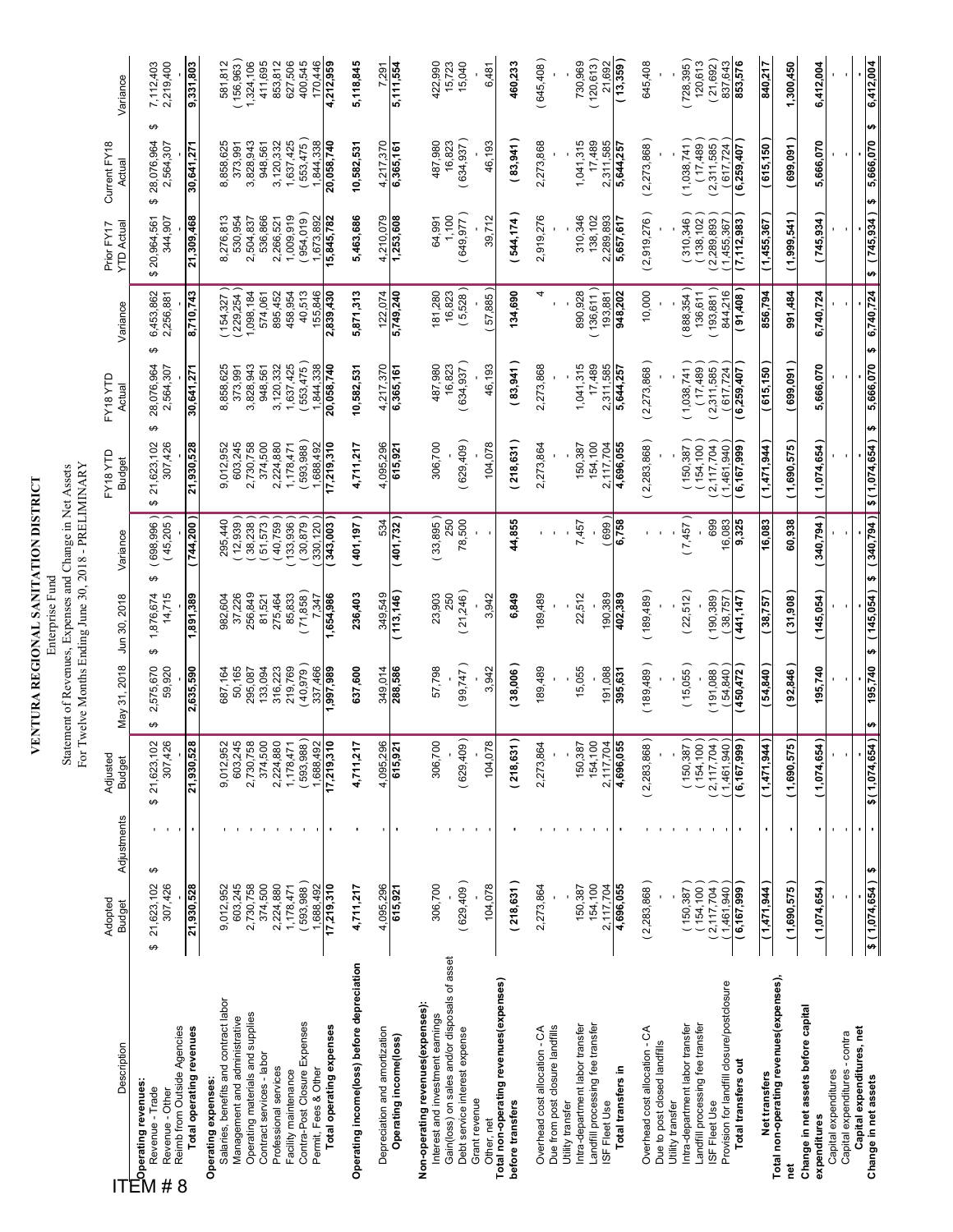ITEM # 8

# VENTURA REGIONAL SANITATION DISTRICT

Enterprise Fund

Statement of Revenues, Expenses and Change in Net Assets

For Twelve Months Ending June 30, 2018 - PRELIMINARY

| Description | Adopted Budget | Adjustments | Adjusted Budget | May 31, 2018 | Jun 30, 2018 | Variance | FY18 YTD Budget | FY18 YTD Actual | Variance | Prior FY17 YTD Actual | Current FY18 Actual | Variance |
|---|---|---|---|---|---|---|---|---|---|---|---|---|
| **Operating revenues:** | | | | | | | | | | | | |
| Revenue - Trade | $ 21,623,102 | $ - | $ 21,623,102 | $ 2,575,670 | $ 1,876,674 | $ (698,996) | $ 21,623,102 | $ 28,076,964 | $ 6,453,862 | $ 20,964,561 | $ 28,076,964 | $ 7,112,403 |
| Revenue - Other | 307,426 | - | 307,426 | 59,920 | 14,715 | (45,205) | 307,426 | 2,564,307 | 2,256,881 | 344,907 | 2,564,307 | 2,219,400 |
| Reimb from Outside Agencies | - | - | - | - | - | - | - | - | - | - | - | - |
| **Total operating revenues** | **21,930,528** | **-** | **21,930,528** | **2,635,590** | **1,891,389** | **(744,200)** | **21,930,528** | **30,641,271** | **8,710,743** | **21,309,468** | **30,641,271** | **9,331,803** |
| **Operating expenses:** | | | | | | | | | | | | |
| Salaries, benefits and contract labor | 9,012,952 | - | 9,012,952 | 687,164 | 982,604 | 295,440 | 9,012,952 | 8,858,625 | (154,327) | 8,276,813 | 8,858,625 | 581,812 |
| Management and administrative | 603,245 | - | 603,245 | 50,165 | 37,226 | (12,939) | 603,245 | 373,991 | (229,254) | 530,954 | 373,991 | (156,963) |
| Operating materials and supplies | 2,730,758 | - | 2,730,758 | 295,087 | 256,849 | (38,238) | 2,730,758 | 3,828,943 | 1,098,184 | 2,504,837 | 3,828,943 | 1,324,106 |
| Contract services - labor | 374,500 | - | 374,500 | 133,094 | 81,521 | (51,573) | 374,500 | 948,561 | 574,061 | 536,866 | 948,561 | 411,695 |
| Professional services | 2,224,880 | - | 2,224,880 | 316,223 | 275,464 | (40,759) | 2,224,880 | 3,120,332 | 895,452 | 2,266,521 | 3,120,332 | 853,812 |
| Facility maintenance | 1,178,471 | - | 1,178,471 | 219,769 | 85,833 | (133,936) | 1,178,471 | 1,637,425 | 458,954 | 1,009,919 | 1,637,425 | 627,506 |
| Contra-Post Closure Expenses | (593,988) | - | (593,988) | (40,979) | (71,858) | (30,879) | (593,988) | (553,475) | 40,513 | (954,019) | (553,475) | 400,545 |
| Permit, Fees & Other | 1,688,492 | - | 1,688,492 | 337,466 | 7,347 | (330,120) | 1,688,492 | 1,844,338 | 155,846 | 1,673,892 | 1,844,338 | 170,446 |
| **Total operating expenses** | **17,219,310** | **-** | **17,219,310** | **1,997,989** | **1,654,986** | **(343,003)** | **17,219,310** | **20,058,740** | **2,839,430** | **15,845,782** | **20,058,740** | **4,212,959** |
| **Operating income(loss) before depreciation** | **4,711,217** | **-** | **4,711,217** | **637,600** | **236,403** | **(401,197)** | **4,711,217** | **10,582,531** | **5,871,313** | **5,463,686** | **10,582,531** | **5,118,845** |
| Depreciation and amortization | 4,095,296 | - | 4,095,296 | 349,014 | 349,549 | 534 | 4,095,296 | 4,217,370 | 122,074 | 4,210,079 | 4,217,370 | 7,291 |
| **Operating income(loss)** | **615,921** | **-** | **615,921** | **288,586** | **(113,146)** | **(401,732)** | **615,921** | **6,365,161** | **5,749,240** | **1,253,608** | **6,365,161** | **5,111,554** |
| **Non-operating revenues(expenses):** | | | | | | | | | | | | |
| Interest and investment earnings | 306,700 | - | 306,700 | 57,798 | 23,903 | (33,895) | 306,700 | 487,980 | 181,280 | 64,991 | 487,980 | 422,990 |
| Gain(loss) on sales and/or disposals of asset | - | - | - | - | 250 | 250 | - | 16,823 | 16,823 | 1,100 | 16,823 | 15,723 |
| Debt service interest expense | (629,409) | - | (629,409) | (99,747) | (21,246) | 78,500 | (629,409) | (634,937) | (5,528) | (649,977) | (634,937) | 15,040 |
| Grant revenue | - | - | - | - | - | - | - | - | - | - | - | - |
| Other, net | 104,078 | - | 104,078 | 3,942 | 3,942 | - | 104,078 | 46,193 | (57,885) | 39,712 | 46,193 | 6,481 |
| **Total non-operating revenues(expenses) before transfers** | **(218,631)** | **-** | **(218,631)** | **(38,006)** | **6,849** | **44,855** | **(218,631)** | **(83,941)** | **134,690** | **(544,174)** | **(83,941)** | **460,233** |
| Overhead cost allocation - CA | 2,273,864 | - | 2,273,864 | 189,489 | 189,489 | - | 2,273,864 | 2,273,868 | 4 | 2,919,276 | 2,273,868 | (645,408) |
| Due from post closure landfills | - | - | - | - | - | - | - | - | - | - | - | - |
| Utility transfer | - | - | - | - | - | - | - | - | - | - | - | - |
| Intra-department labor transfer | 150,387 | - | 150,387 | 15,055 | 22,512 | 7,457 | 150,387 | 1,041,315 | 890,928 | 310,346 | 1,041,315 | 730,969 |
| Landfill processing fee transfer | 154,100 | - | 154,100 | - | - | - | 154,100 | 17,489 | (136,611) | 138,102 | 17,489 | (120,613) |
| ISF Fleet Use | 2,117,704 | - | 2,117,704 | 191,088 | 190,389 | (699) | 2,117,704 | 2,311,585 | 193,881 | 2,289,893 | 2,311,585 | 21,692 |
| **Total transfers in** | **4,696,055** | **-** | **4,696,055** | **395,631** | **402,389** | **6,758** | **4,696,055** | **5,644,257** | **948,202** | **5,657,617** | **5,644,257** | **(13,359)** |
| Overhead cost allocation - CA | (2,283,868) | - | (2,283,868) | (189,489) | (189,489) | - | (2,283,868) | (2,273,868) | 10,000 | (2,919,276) | (2,273,868) | 645,408 |
| Due to post closed landfills | - | - | - | - | - | - | - | - | - | - | - | - |
| Utility transfer | - | - | - | - | - | - | - | - | - | - | - | - |
| Intra-department labor transfer | (150,387) | - | (150,387) | (15,055) | (22,512) | (7,457) | (150,387) | (1,038,741) | (888,354) | (310,346) | (1,038,741) | (728,395) |
| Landfill processing fee transfer | (154,100) | - | (154,100) | - | - | - | (154,100) | (17,489) | 136,611 | (138,102) | (17,489) | 120,613 |
| ISF Fleet Use | (2,117,704) | - | (2,117,704) | (191,088) | (190,389) | 699 | (2,117,704) | (2,311,585) | (193,881) | (2,289,893) | (2,311,585) | (21,692) |
| Provision for landfill closure/postclosure | (1,461,940) | - | (1,461,940) | (54,840) | (38,757) | 16,083 | (1,461,940) | (617,724) | 844,216 | (1,455,367) | (617,724) | 837,643 |
| **Total transfers out** | **(6,167,999)** | **-** | **(6,167,999)** | **(450,472)** | **(441,147)** | **9,325** | **(6,167,999)** | **(6,259,407)** | **(91,408)** | **(7,112,983)** | **(6,259,407)** | **853,576** |
| **Net transfers** | **(1,471,944)** | **-** | **(1,471,944)** | **(54,840)** | **(38,757)** | **16,083** | **(1,471,944)** | **(615,150)** | **856,794** | **(1,455,367)** | **(615,150)** | **840,217** |
| **Total non-operating revenues(expenses), net** | **(1,690,575)** | **-** | **(1,690,575)** | **(92,846)** | **(31,908)** | **60,938** | **(1,690,575)** | **(699,091)** | **991,484** | **(1,999,541)** | **(699,091)** | **1,300,450** |
| **Change in net assets before capital expenditures** | **(1,074,654)** | **-** | **(1,074,654)** | **195,740** | **(145,054)** | **(340,794)** | **(1,074,654)** | **5,666,070** | **6,740,724** | **(745,934)** | **5,666,070** | **6,412,004** |
| Capital expenditures | - | - | - | - | - | - | - | - | - | - | - | - |
| Capital expenditures - contra | - | - | - | - | - | - | - | - | - | - | - | - |
| **Capital expenditures, net** | **-** | **-** | **-** | **-** | **-** | **-** | **-** | **-** | **-** | **-** | **-** | **-** |
| **Change in net assets** | **$ (1,074,654)** | **$ -** | **$ (1,074,654)** | **$ 195,740** | **$ (145,054)** | **$ (340,794)** | **$ (1,074,654)** | **$ 5,666,070** | **$ 6,740,724** | **$ (745,934)** | **$ 5,666,070** | **$ 6,412,004** |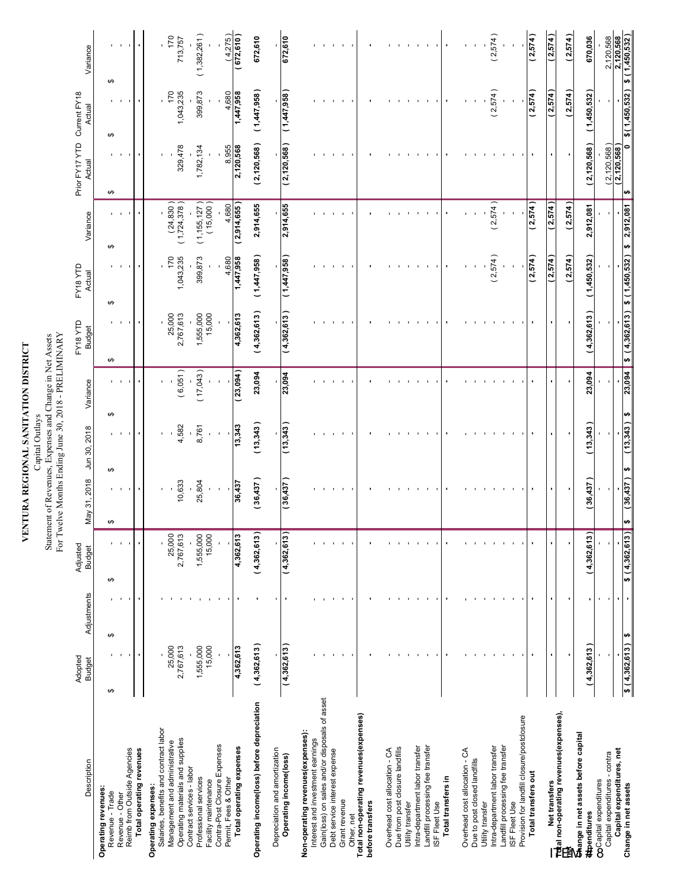# VENTURA REGIONAL SANITATION DISTRICT

Capital Outlays

Statement of Revenues, Expenses and Change in Net Assets

For Twelve Months Ending June 30, 2018 - PRELIMINARY

| Description | Adopted Budget | Adjustments | Adjusted Budget | May 31, 2018 | Jun 30, 2018 | Variance | FY18 YTD Budget | FY18 YTD Actual | Variance | Prior FY17 YTD Actual | Current FY18 Actual | Variance |
|---|---|---|---|---|---|---|---|---|---|---|---|---|
| **Operating revenues:** | | | | | | | | | | | | |
| Revenue - Trade | $ - | $ - | $ - | $ - | $ - | $ - | $ - | $ - | $ - | $ - | $ - | $ - |
| Revenue - Other | - | - | - | - | - | - | - | - | - | - | - | - |
| Reimb from Outside Agencies | - | - | - | - | - | - | - | - | - | - | - | - |
| **Total operating revenues** | - | - | - | - | - | - | - | - | - | - | - | - |
| **Operating expenses:** | | | | | | | | | | | | |
| Salaries, benefits and contract labor | - | - | - | - | - | - | - | - | - | - | - | - |
| Management and administrative | 25,000 | - | 25,000 | - | - | - | 25,000 | 170 | (24,830) | - | 170 | 170 |
| Operating materials and supplies | 2,767,613 | - | 2,767,613 | 10,633 | 4,582 | (6,051) | 2,767,613 | 1,043,235 | (1,724,378) | 329,478 | 1,043,235 | 713,757 |
| Contract services - labor | - | - | - | - | - | - | - | - | - | - | - | - |
| Professional services | 1,555,000 | - | 1,555,000 | 25,804 | 8,761 | (17,043) | 1,555,000 | 399,873 | (1,155,127) | 1,782,134 | 399,873 | (1,382,261) |
| Facility maintenance | 15,000 | - | 15,000 | - | - | - | 15,000 | - | (15,000) | - | - | - |
| Contra-Post Closure Expenses | - | - | - | - | - | - | - | - | - | - | - | - |
| Permit, Fees & Other | - | - | - | - | - | - | - | 4,680 | 4,680 | 8,955 | 4,680 | (4,275) |
| **Total operating expenses** | 4,362,613 | - | 4,362,613 | 36,437 | 13,343 | (23,094) | 4,362,613 | 1,447,958 | (2,914,655) | 2,120,568 | 1,447,958 | (672,610) |
| **Operating income(loss) before depreciation** | (4,362,613) | - | (4,362,613) | (36,437) | (13,343) | 23,094 | (4,362,613) | (1,447,958) | 2,914,655 | (2,120,568) | (1,447,958) | 672,610 |
| Depreciation and amortization | - | - | - | - | - | - | - | - | - | - | - | - |
| **Operating income(loss)** | (4,362,613) | - | (4,362,613) | (36,437) | (13,343) | 23,094 | (4,362,613) | (1,447,958) | 2,914,655 | (2,120,568) | (1,447,958) | 672,610 |
| **Non-operating revenues(expenses):** | | | | | | | | | | | | |
| Interest and investment earnings | - | - | - | - | - | - | - | - | - | - | - | - |
| Gain(loss) on sales and/or disposals of asset | - | - | - | - | - | - | - | - | - | - | - | - |
| Debt service interest expense | - | - | - | - | - | - | - | - | - | - | - | - |
| Grant revenue | - | - | - | - | - | - | - | - | - | - | - | - |
| Other, net | - | - | - | - | - | - | - | - | - | - | - | - |
| **Total non-operating revenues(expenses) before transfers** | - | - | - | - | - | - | - | - | - | - | - | - |
| Overhead cost allocation - CA | - | - | - | - | - | - | - | - | - | - | - | - |
| Due from post closure landfills | - | - | - | - | - | - | - | - | - | - | - | - |
| Utility transfer | - | - | - | - | - | - | - | - | - | - | - | - |
| Intra-department labor transfer | - | - | - | - | - | - | - | - | - | - | - | - |
| Landfill processing fee transfer | - | - | - | - | - | - | - | - | - | - | - | - |
| ISF Fleet Use | - | - | - | - | - | - | - | - | - | - | - | - |
| **Total transfers in** | - | - | - | - | - | - | - | - | - | - | - | - |
| Overhead cost allocation - CA | - | - | - | - | - | - | - | - | - | - | - | - |
| Due to post closed landfills | - | - | - | - | - | - | - | - | - | - | - | - |
| Utility transfer | - | - | - | - | - | - | - | - | - | - | - | - |
| Intra-department labor transfer | - | - | - | - | - | - | - | (2,574) | (2,574) | - | (2,574) | (2,574) |
| Landfill processing fee transfer | - | - | - | - | - | - | - | - | - | - | - | - |
| ISF Fleet Use | - | - | - | - | - | - | - | - | - | - | - | - |
| Provision for landfill closure/postclosure | - | - | - | - | - | - | - | - | - | - | - | - |
| **Total transfers out** | - | - | - | - | - | - | - | (2,574) | (2,574) | - | (2,574) | (2,574) |
| **Net transfers** | - | - | - | - | - | - | - | (2,574) | (2,574) | - | (2,574) | (2,574) |
| **Total non-operating revenues(expenses), net** | - | - | - | - | - | - | - | (2,574) | (2,574) | - | (2,574) | (2,574) |
| **Change in net assets before capital expenditures** | (4,362,613) | - | (4,362,613) | (36,437) | (13,343) | 23,094 | (4,362,613) | (1,450,532) | 2,912,081 | (2,120,568) | (1,450,532) | 670,036 |
| Capital expenditures | - | - | - | - | - | - | - | - | - | - | - | - |
| Capital expenditures - contra | - | - | - | - | - | - | - | - | - | (2,120,568) | - | 2,120,568 |
| **Capital expenditures, net** | - | - | - | - | - | - | - | - | - | (2,120,568) | - | 2,120,568 |
| **Change in net assets** | $ (4,362,613) | $ - | $ (4,362,613) | $ (36,437) | $ (13,343) | $ 23,094 | $ (4,362,613) | $ (1,450,532) | $ 2,912,081 | $ 0 | $ (1,450,532) | $ (1,450,532) |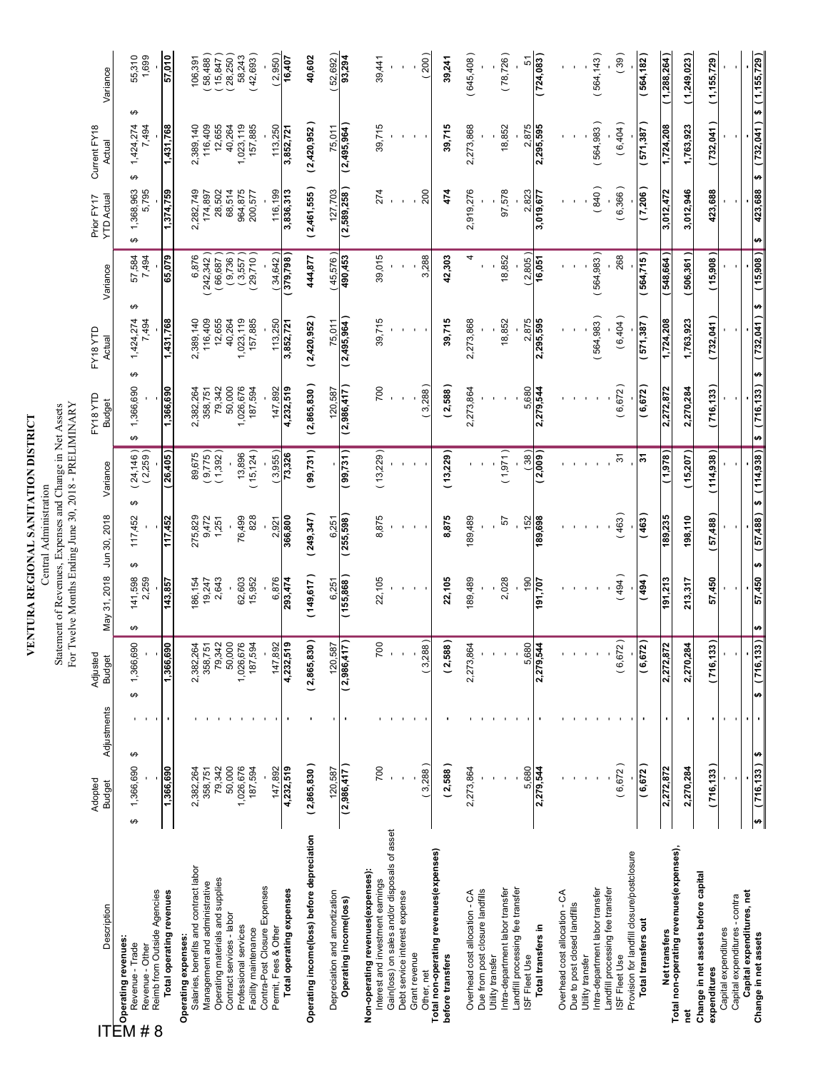ITEM # 8

# VENTURA REGIONAL SANITATION DISTRICT

Central Administration

Statement of Revenues, Expenses and Change in Net Assets

For Twelve Months Ending June 30, 2018 - PRELIMINARY

| Description | Adopted Budget | Adjustments | Adjusted Budget | May 31, 2018 | Jun 30, 2018 | Variance | FY18 YTD Budget | FY18 YTD Actual | Variance | Prior FY17 YTD Actual | Current FY18 Actual | Variance |
|---|---|---|---|---|---|---|---|---|---|---|---|---|
| **Operating revenues:** | | | | | | | | | | | | |
| Revenue - Trade | $ 1,366,690 | $ - | $ 1,366,690 | $ 141,598 | $ 117,452 | $ (24,146) | $ 1,366,690 | $ 1,424,274 | $ 57,584 | $ 1,368,963 | $ 1,424,274 | $ 55,310 |
| Revenue - Other | - | - | - | 2,259 | - | (2,259) | - | 7,494 | 7,494 | 5,795 | 7,494 | 1,699 |
| Reimb from Outside Agencies | - | - | - | - | - | - | - | - | - | - | - | - |
| **Total operating revenues** | **1,366,690** | **-** | **1,366,690** | **143,857** | **117,452** | **(26,405)** | **1,366,690** | **1,431,768** | **65,079** | **1,374,759** | **1,431,768** | **57,010** |
| **Operating expenses:** | | | | | | | | | | | | |
| Salaries, benefits and contract labor | 2,382,264 | - | 2,382,264 | 186,154 | 275,829 | 89,675 | 2,382,264 | 2,389,140 | 6,876 | 2,282,749 | 2,389,140 | 106,391 |
| Management and administrative | 358,751 | - | 358,751 | 19,247 | 9,472 | (9,775) | 358,751 | 116,409 | (242,342) | 174,897 | 116,409 | (58,488) |
| Operating materials and supplies | 79,342 | - | 79,342 | 2,643 | 1,251 | (1,392) | 79,342 | 12,655 | (66,687) | 28,502 | 12,655 | (15,847) |
| Contract services - labor | 50,000 | - | 50,000 | - | - | - | 50,000 | 40,264 | (9,736) | 68,514 | 40,264 | (28,250) |
| Professional services | 1,026,676 | - | 1,026,676 | 62,603 | 76,499 | 13,896 | 1,026,676 | 1,023,119 | (3,557) | 964,875 | 1,023,119 | 58,243 |
| Facility maintenance | 187,594 | - | 187,594 | 15,952 | 828 | (15,124) | 187,594 | 157,885 | (29,710) | 200,577 | 157,885 | (42,693) |
| Contra-Post Closure Expenses | - | - | - | - | - | - | - | - | - | - | - | - |
| Permit, Fees & Other | 147,892 | - | 147,892 | 6,876 | 2,921 | (3,955) | 147,892 | 113,250 | (34,642) | 116,199 | 113,250 | (2,950) |
| **Total operating expenses** | **4,232,519** | **-** | **4,232,519** | **293,474** | **366,800** | **73,326** | **4,232,519** | **3,852,721** | **(379,798)** | **3,836,313** | **3,852,721** | **16,407** |
| **Operating income(loss) before depreciation** | **(2,865,830)** | **-** | **(2,865,830)** | **(149,617)** | **(249,347)** | **(99,731)** | **(2,865,830)** | **(2,420,952)** | **444,877** | **(2,461,555)** | **(2,420,952)** | **40,602** |
| Depreciation and amortization | 120,587 | - | 120,587 | 6,251 | 6,251 | - | 120,587 | 75,011 | (45,576) | 127,703 | 75,011 | (52,692) |
| **Operating income(loss)** | **(2,986,417)** | **-** | **(2,986,417)** | **(155,868)** | **(255,598)** | **(99,731)** | **(2,986,417)** | **(2,495,964)** | **490,453** | **(2,589,258)** | **(2,495,964)** | **93,294** |
| **Non-operating revenues(expenses):** | | | | | | | | | | | | |
| Interest and investment earnings | 700 | - | 700 | 22,105 | 8,875 | (13,229) | 700 | 39,715 | 39,015 | 274 | 39,715 | 39,441 |
| Gain(loss) on sales and/or disposals of asset | - | - | - | - | - | - | - | - | - | - | - | - |
| Debt service interest expense | - | - | - | - | - | - | - | - | - | - | - | - |
| Grant revenue | - | - | - | - | - | - | - | - | - | - | - | - |
| Other, net | (3,288) | - | (3,288) | - | - | - | (3,288) | - | 3,288 | 200 | - | (200) |
| **Total non-operating revenues(expenses) before transfers** | **(2,588)** | **-** | **(2,588)** | **22,105** | **8,875** | **(13,229)** | **(2,588)** | **39,715** | **42,303** | **474** | **39,715** | **39,241** |
| Overhead cost allocation - CA | 2,273,864 | - | 2,273,864 | 189,489 | 189,489 | - | 2,273,864 | 2,273,868 | 4 | 2,919,276 | 2,273,868 | (645,408) |
| Due from post closure landfills | - | - | - | - | - | - | - | - | - | - | - | - |
| Utility transfer | - | - | - | - | - | - | - | - | - | - | - | - |
| Intra-department labor transfer | - | - | - | 2,028 | 57 | (1,971) | - | 18,852 | 18,852 | 97,578 | 18,852 | (78,726) |
| Landfill processing fee transfer | - | - | - | - | - | - | - | - | - | - | - | - |
| ISF Fleet Use | 5,680 | - | 5,680 | 190 | 152 | (38) | 5,680 | 2,875 | (2,805) | 2,823 | 2,875 | 51 |
| **Total transfers in** | **2,279,544** | **-** | **2,279,544** | **191,707** | **189,698** | **(2,009)** | **2,279,544** | **2,295,595** | **16,051** | **3,019,677** | **2,295,595** | **(724,083)** |
| Overhead cost allocation - CA | - | - | - | - | - | - | - | - | - | - | - | - |
| Due to post closed landfills | - | - | - | - | - | - | - | - | - | - | - | - |
| Utility transfer | - | - | - | - | - | - | - | - | - | - | - | - |
| Intra-department labor transfer | - | - | - | - | - | - | - | (564,983) | (564,983) | (840) | (564,983) | (564,143) |
| Landfill processing fee transfer | - | - | - | - | - | - | - | - | - | - | - | - |
| ISF Fleet Use | (6,672) | - | (6,672) | (494) | (463) | 31 | (6,672) | (6,404) | 268 | (6,366) | (6,404) | (39) |
| Provision for landfill closure/postclosure | - | - | - | - | - | - | - | - | - | - | - | - |
| **Total transfers out** | **(6,672)** | **-** | **(6,672)** | **(494)** | **(463)** | **31** | **(6,672)** | **(571,387)** | **(564,715)** | **(7,206)** | **(571,387)** | **(564,182)** |
| **Net transfers** | **2,272,872** | **-** | **2,272,872** | **191,213** | **189,235** | **(1,978)** | **2,272,872** | **1,724,208** | **(548,664)** | **3,012,472** | **1,724,208** | **(1,288,264)** |
| **Total non-operating revenues(expenses), net** | **2,270,284** | **-** | **2,270,284** | **213,317** | **198,110** | **(15,207)** | **2,270,284** | **1,763,923** | **(506,361)** | **3,012,946** | **1,763,923** | **(1,249,023)** |
| **Change in net assets before capital expenditures** | **(716,133)** | **-** | **(716,133)** | **57,450** | **(57,488)** | **(114,938)** | **(716,133)** | **(732,041)** | **(15,908)** | **423,688** | **(732,041)** | **(1,155,729)** |
| Capital expenditures | - | - | - | - | - | - | - | - | - | - | - | - |
| Capital expenditures - contra | - | - | - | - | - | - | - | - | - | - | - | - |
| **Capital expenditures, net** | **-** | **-** | **-** | **-** | **-** | **-** | **-** | **-** | **-** | **-** | **-** | **-** |
| **Change in net assets** | **$ (716,133)** | **$ -** | **$ (716,133)** | **$ 57,450** | **$ (57,488)** | **$ (114,938)** | **$ (716,133)** | **$ (732,041)** | **$ (15,908)** | **$ 423,688** | **$ (732,041)** | **$ (1,155,729)** |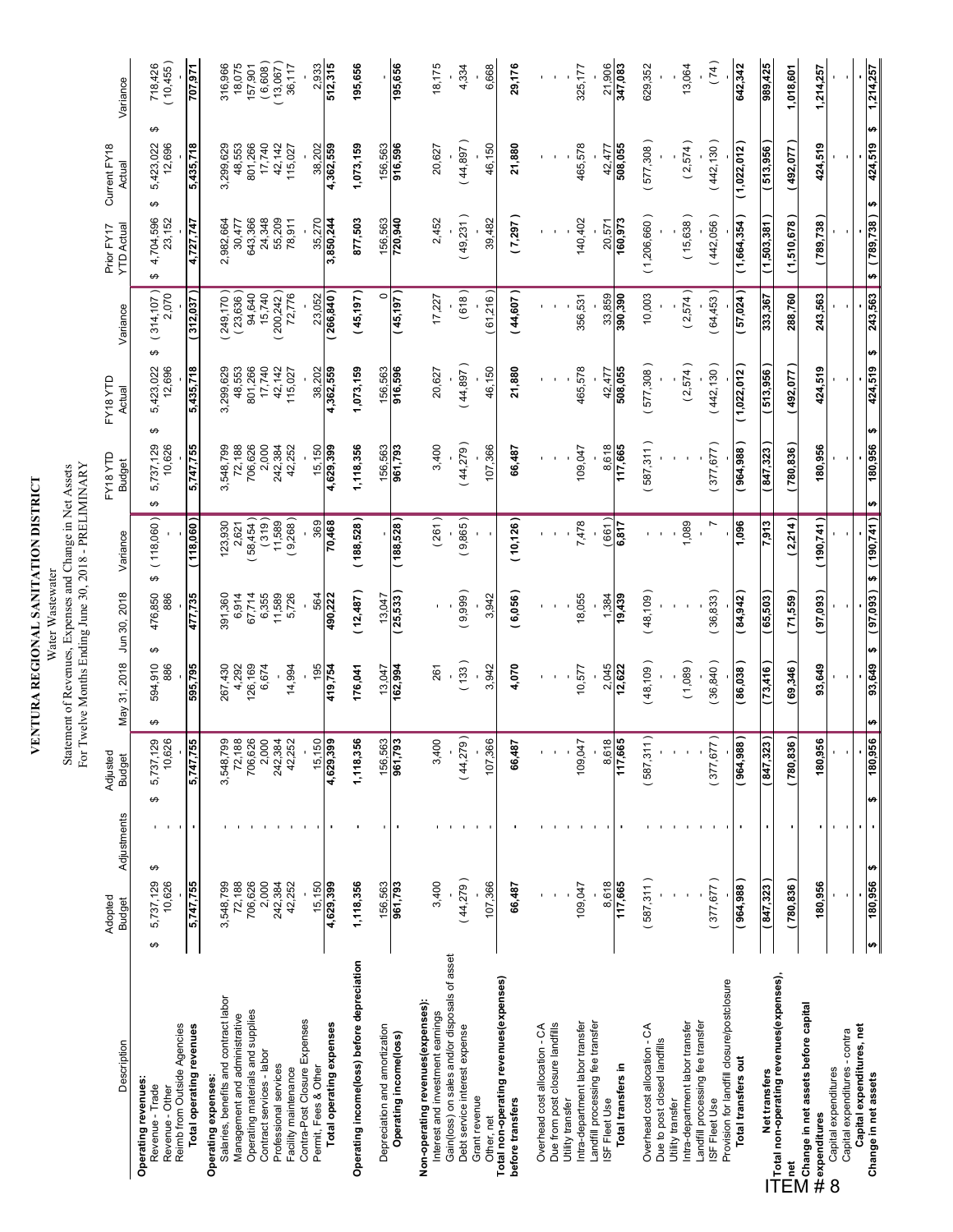# VENTURA REGIONAL SANITATION DISTRICT

Water Wastewater

Statement of Revenues, Expenses and Change in Net Assets

For Twelve Months Ending June 30, 2018 - PRELIMINARY

| Description | Adopted Budget | Adjustments | Adjusted Budget | May 31, 2018 | Jun 30, 2018 | Variance | FY18 YTD Budget | FY18 YTD Actual | Variance | Prior FY17 YTD Actual | Current FY18 Actual | Variance |
|---|---|---|---|---|---|---|---|---|---|---|---|---|
| **Operating revenues:** | | | | | | | | | | | | |
| Revenue - Trade | $ 5,737,129 | $ - | $ 5,737,129 | $ 594,910 | $ 476,850 | $ (118,060) | $ 5,737,129 | $ 5,423,022 | $ (314,107) | $ 4,704,596 | $ 5,423,022 | $ 718,426 |
| Revenue - Other | 10,626 | - | 10,626 | 886 | 886 | - | 10,626 | 12,696 | 2,070 | 23,152 | 12,696 | (10,455) |
| Reimb from Outside Agencies | - | - | - | - | - | - | - | - | - | - | - | - |
| **Total operating revenues** | **5,747,755** | **-** | **5,747,755** | **595,795** | **477,735** | **(118,060)** | **5,747,755** | **5,435,718** | **(312,037)** | **4,727,747** | **5,435,718** | **707,971** |
| **Operating expenses:** | | | | | | | | | | | | |
| Salaries, benefits and contract labor | 3,548,799 | - | 3,548,799 | 267,430 | 391,360 | 123,930 | 3,548,799 | 3,299,629 | (249,170) | 2,982,664 | 3,299,629 | 316,966 |
| Management and administrative | 72,188 | - | 72,188 | 4,292 | 6,914 | 2,621 | 72,188 | 48,553 | (23,636) | 30,477 | 48,553 | 18,075 |
| Operating materials and supplies | 706,626 | - | 706,626 | 126,169 | 67,714 | (58,454) | 706,626 | 801,266 | 94,640 | 643,366 | 801,266 | 157,901 |
| Contract services - labor | 2,000 | - | 2,000 | 6,674 | 6,355 | (319) | 2,000 | 17,740 | 15,740 | 24,348 | 17,740 | (6,608) |
| Professional services | 242,384 | - | 242,384 | - | 11,589 | 11,589 | 242,384 | 42,142 | (200,242) | 55,209 | 42,142 | (13,067) |
| Facility maintenance | 42,252 | - | 42,252 | 14,994 | 5,726 | (9,268) | 42,252 | 115,027 | 72,776 | 78,911 | 115,027 | 36,117 |
| Contra-Post Closure Expenses | - | - | - | - | - | - | - | - | - | - | - | - |
| Permit, Fees & Other | 15,150 | - | 15,150 | 195 | 564 | 369 | 15,150 | 38,202 | 23,052 | 35,270 | 38,202 | 2,933 |
| **Total operating expenses** | **4,629,399** | **-** | **4,629,399** | **419,754** | **490,222** | **70,468** | **4,629,399** | **4,362,559** | **(266,840)** | **3,850,244** | **4,362,559** | **512,315** |
| **Operating income(loss) before depreciation** | **1,118,356** | **-** | **1,118,356** | **176,041** | **(12,487)** | **(188,528)** | **1,118,356** | **1,073,159** | **(45,197)** | **877,503** | **1,073,159** | **195,656** |
| Depreciation and amortization | 156,563 | - | 156,563 | 13,047 | 13,047 | - | 156,563 | 156,563 | 0 | 156,563 | 156,563 | - |
| **Operating income(loss)** | **961,793** | **-** | **961,793** | **162,994** | **(25,533)** | **(188,528)** | **961,793** | **916,596** | **(45,197)** | **720,940** | **916,596** | **195,656** |
| **Non-operating revenues(expenses):** | | | | | | | | | | | | |
| Interest and investment earnings | 3,400 | - | 3,400 | 261 | - | (261) | 3,400 | 20,627 | 17,227 | 2,452 | 20,627 | 18,175 |
| Gain(loss) on sales and/or disposals of asset | - | - | - | - | - | - | - | - | - | - | - | - |
| Debt service interest expense | (44,279) | - | (44,279) | (133) | (9,999) | (9,865) | (44,279) | (44,897) | (618) | (49,231) | (44,897) | 4,334 |
| Grant revenue | - | - | - | - | - | - | - | - | - | - | - | - |
| Other, net | 107,366 | - | 107,366 | 3,942 | 3,942 | - | 107,366 | 46,150 | (61,216) | 39,482 | 46,150 | 6,668 |
| **Total non-operating revenues(expenses) before transfers** | **66,487** | **-** | **66,487** | **4,070** | **(6,056)** | **(10,126)** | **66,487** | **21,880** | **(44,607)** | **(7,297)** | **21,880** | **29,176** |
| Overhead cost allocation - CA | - | - | - | - | - | - | - | - | - | - | - | - |
| Due from post closure landfills | - | - | - | - | - | - | - | - | - | - | - | - |
| Utility transfer | - | - | - | - | - | - | - | - | - | - | - | - |
| Intra-department labor transfer | 109,047 | - | 109,047 | 10,577 | 18,055 | 7,478 | 109,047 | 465,578 | 356,531 | 140,402 | 465,578 | 325,177 |
| Landfill processing fee transfer | - | - | - | - | - | - | - | - | - | - | - | - |
| ISF Fleet Use | 8,618 | - | 8,618 | 2,045 | 1,384 | (661) | 8,618 | 42,477 | 33,859 | 20,571 | 42,477 | 21,906 |
| **Total transfers in** | **117,665** | **-** | **117,665** | **12,622** | **19,439** | **6,817** | **117,665** | **508,055** | **390,390** | **160,973** | **508,055** | **347,083** |
| Overhead cost allocation - CA | (587,311) | - | (587,311) | (48,109) | (48,109) | - | (587,311) | (577,308) | 10,003 | (1,206,660) | (577,308) | 629,352 |
| Due to post closed landfills | - | - | - | - | - | - | - | - | - | - | - | - |
| Utility transfer | - | - | - | - | - | - | - | - | - | - | - | - |
| Intra-department labor transfer | - | - | - | (1,089) | - | 1,089 | - | (2,574) | (2,574) | (15,638) | (2,574) | 13,064 |
| Landfill processing fee transfer | - | - | - | - | - | - | - | - | - | - | - | - |
| ISF Fleet Use | (377,677) | - | (377,677) | (36,840) | (36,833) | 7 | (377,677) | (442,130) | (64,453) | (442,056) | (442,130) | (74) |
| Provision for landfill closure/postclosure | - | - | - | - | - | - | - | - | - | - | - | - |
| **Total transfers out** | **(964,988)** | **-** | **(964,988)** | **(86,038)** | **(84,942)** | **1,096** | **(964,988)** | **(1,022,012)** | **(57,024)** | **(1,664,354)** | **(1,022,012)** | **642,342** |
| **Net transfers** | **(847,323)** | **-** | **(847,323)** | **(73,416)** | **(65,503)** | **7,913** | **(847,323)** | **(513,956)** | **333,367** | **(1,503,381)** | **(513,956)** | **989,425** |
| **Total non-operating revenues(expenses), net** | **(780,836)** | **-** | **(780,836)** | **(69,346)** | **(71,559)** | **(2,214)** | **(780,836)** | **(492,077)** | **288,760** | **(1,510,678)** | **(492,077)** | **1,018,601** |
| **Change in net assets before capital expenditures** | **180,956** | **-** | **180,956** | **93,649** | **(97,093)** | **(190,741)** | **180,956** | **424,519** | **243,563** | **(789,738)** | **424,519** | **1,214,257** |
| Capital expenditures | - | - | - | - | - | - | - | - | - | - | - | - |
| Capital expenditures - contra | - | - | - | - | - | - | - | - | - | - | - | - |
| **Capital expenditures, net** | **-** | **-** | **-** | **-** | **-** | **-** | **-** | **-** | **-** | **-** | **-** | **-** |
| **Change in net assets** | **$ 180,956** | **$ -** | **$ 180,956** | **$ 93,649** | **$ (97,093)** | **$ (190,741)** | **$ 180,956** | **$ 424,519** | **$ 243,563** | **$ (789,738)** | **$ 424,519** | **$ 1,214,257** |

ITEM # 8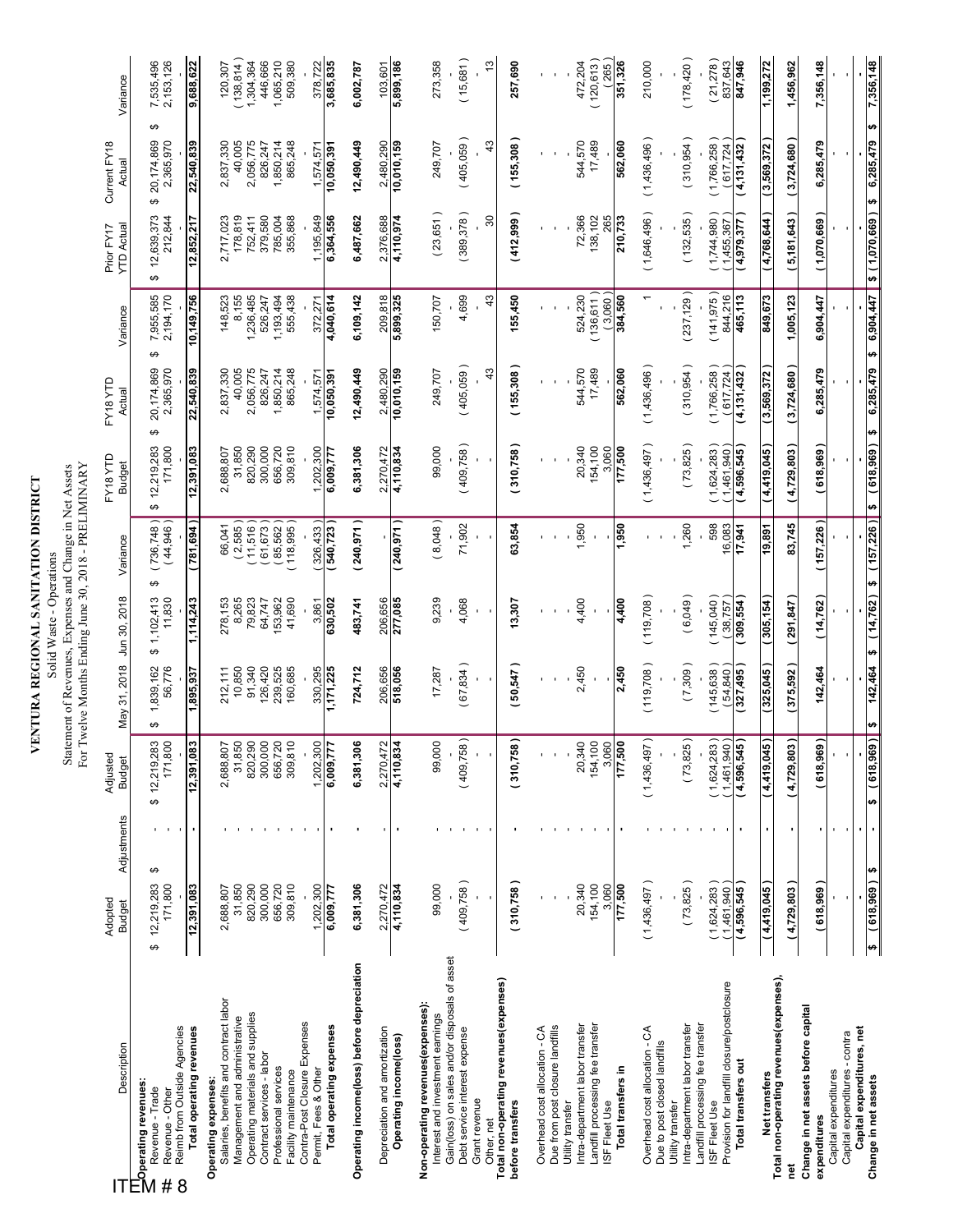ITEM # 8

# VENTURA REGIONAL SANITATION DISTRICT

Solid Waste - Operations
Statement of Revenues, Expenses and Change in Net Assets
For Twelve Months Ending June 30, 2018 - PRELIMINARY

| Description | Adopted Budget | Adjustments | Adjusted Budget | May 31, 2018 | Jun 30, 2018 | Variance | FY18 YTD Budget | FY18 YTD Actual | Variance | Prior FY17 YTD Actual | Current FY18 Actual | Variance |
|---|---|---|---|---|---|---|---|---|---|---|---|---|
| **Operating revenues:** | | | | | | | | | | | | |
| Revenue - Trade | $ 12,219,283 | $ - | $ 12,219,283 | $ 1,839,162 | $ 1,102,413 | $ (736,748) | $ 12,219,283 | $ 20,174,869 | $ 7,955,585 | $ 12,639,373 | $ 20,174,869 | $ 7,535,496 |
| Revenue - Other | 171,800 | - | 171,800 | 56,776 | 11,830 | (44,946) | 171,800 | 2,365,970 | 2,194,170 | 212,844 | 2,365,970 | 2,153,126 |
| Reimb from Outside Agencies | - | - | - | - | - | - | - | - | - | - | - | - |
| **Total operating revenues** | **12,391,083** | **-** | **12,391,083** | **1,895,937** | **1,114,243** | **(781,694)** | **12,391,083** | **22,540,839** | **10,149,756** | **12,852,217** | **22,540,839** | **9,688,622** |
| **Operating expenses:** | | | | | | | | | | | | |
| Salaries, benefits and contract labor | 2,688,807 | - | 2,688,807 | 212,111 | 278,153 | 66,041 | 2,688,807 | 2,837,330 | 148,523 | 2,717,023 | 2,837,330 | 120,307 |
| Management and administrative | 31,850 | - | 31,850 | 10,850 | 8,265 | (2,585) | 31,850 | 40,005 | 8,155 | 178,819 | 40,005 | (138,814) |
| Operating materials and supplies | 820,290 | - | 820,290 | 91,340 | 79,823 | (11,516) | 820,290 | 2,056,775 | 1,236,485 | 752,411 | 2,056,775 | 1,304,364 |
| Contract services - labor | 300,000 | - | 300,000 | 126,420 | 64,747 | (61,673) | 300,000 | 826,247 | 526,247 | 379,580 | 826,247 | 446,666 |
| Professional services | 656,720 | - | 656,720 | 239,525 | 153,962 | (85,562) | 656,720 | 1,850,214 | 1,193,494 | 785,004 | 1,850,214 | 1,065,210 |
| Facility maintenance | 309,810 | - | 309,810 | 160,685 | 41,690 | (118,995) | 309,810 | 865,248 | 555,438 | 355,868 | 865,248 | 509,380 |
| Contra-Post Closure Expenses | - | - | - | - | - | - | - | - | - | - | - | - |
| Permit, Fees & Other | 1,202,300 | - | 1,202,300 | 330,295 | 3,861 | (326,433) | 1,202,300 | 1,574,571 | 372,271 | 1,195,849 | 1,574,571 | 378,722 |
| **Total operating expenses** | **6,009,777** | **-** | **6,009,777** | **1,171,225** | **630,502** | **(540,723)** | **6,009,777** | **10,050,391** | **4,040,614** | **6,364,556** | **10,050,391** | **3,685,835** |
| **Operating income(loss) before depreciation** | **6,381,306** | **-** | **6,381,306** | **724,712** | **483,741** | **(240,971)** | **6,381,306** | **12,490,449** | **6,109,142** | **6,487,662** | **12,490,449** | **6,002,787** |
| Depreciation and amortization | 2,270,472 | - | 2,270,472 | 206,656 | 206,656 | - | 2,270,472 | 2,480,290 | 209,818 | 2,376,688 | 2,480,290 | 103,601 |
| **Operating income(loss)** | **4,110,834** | **-** | **4,110,834** | **518,056** | **277,085** | **(240,971)** | **4,110,834** | **10,010,159** | **5,899,325** | **4,110,974** | **10,010,159** | **5,899,186** |
| **Non-operating revenues(expenses):** | | | | | | | | | | | | |
| Interest and investment earnings | 99,000 | - | 99,000 | 17,287 | 9,239 | (8,048) | 99,000 | 249,707 | 150,707 | (23,651) | 249,707 | 273,358 |
| Gain(loss) on sales and/or disposals of asset | - | - | - | - | - | - | - | - | - | - | - | - |
| Debt service interest expense | (409,758) | - | (409,758) | (67,834) | 4,068 | 71,902 | (409,758) | (405,059) | 4,699 | (389,378) | (405,059) | (15,681) |
| Grant revenue | - | - | - | - | - | - | - | - | - | - | - | - |
| Other, net | - | - | - | - | - | - | - | 43 | 43 | 30 | 43 | 13 |
| **Total non-operating revenues(expenses) before transfers** | **(310,758)** | **-** | **(310,758)** | **(50,547)** | **13,307** | **63,854** | **(310,758)** | **(155,308)** | **155,450** | **(412,999)** | **(155,308)** | **257,690** |
| Overhead cost allocation - CA | - | - | - | - | - | - | - | - | - | - | - | - |
| Due from post closure landfills | - | - | - | - | - | - | - | - | - | - | - | - |
| Utility transfer | - | - | - | - | - | - | - | - | - | - | - | - |
| Intra-department labor transfer | 20,340 | - | 20,340 | 2,450 | 4,400 | 1,950 | 20,340 | 544,570 | 524,230 | 72,366 | 544,570 | 472,204 |
| Landfill processing fee transfer | 154,100 | - | 154,100 | - | - | - | 154,100 | 17,489 | (136,611) | 138,102 | 17,489 | (120,613) |
| ISF Fleet Use | 3,060 | - | 3,060 | - | - | - | 3,060 | - | (3,060) | 265 | - | (265) |
| **Total transfers in** | **177,500** | **-** | **177,500** | **2,450** | **4,400** | **1,950** | **177,500** | **562,060** | **384,560** | **210,733** | **562,060** | **351,326** |
| Overhead cost allocation - CA | (1,436,497) | - | (1,436,497) | (119,708) | (119,708) | - | (1,436,497) | (1,436,496) | 1 | (1,646,496) | (1,436,496) | 210,000 |
| Due to post closed landfills | - | - | - | - | - | - | - | - | - | - | - | - |
| Utility transfer | - | - | - | - | - | - | - | - | - | - | - | - |
| Intra-department labor transfer | (73,825) | - | (73,825) | (7,309) | (6,049) | 1,260 | (73,825) | (310,954) | (237,129) | (132,535) | (310,954) | (178,420) |
| Landfill processing fee transfer | - | - | - | - | - | - | - | - | - | - | - | - |
| ISF Fleet Use | (1,624,283) | - | (1,624,283) | (145,638) | (145,040) | 598 | (1,624,283) | (1,766,258) | (141,975) | (1,744,980) | (1,766,258) | (21,278) |
| Provision for landfill closure/postclosure | (1,461,940) | - | (1,461,940) | (54,840) | (38,757) | 16,083 | (1,461,940) | (617,724) | 844,216 | (1,455,367) | (617,724) | 837,643 |
| **Total transfers out** | **(4,596,545)** | **-** | **(4,596,545)** | **(327,495)** | **(309,554)** | **17,941** | **(4,596,545)** | **(4,131,432)** | **465,113** | **(4,979,377)** | **(4,131,432)** | **847,946** |
| **Net transfers** | **(4,419,045)** | **-** | **(4,419,045)** | **(325,045)** | **(305,154)** | **19,891** | **(4,419,045)** | **(3,569,372)** | **849,673** | **(4,768,644)** | **(3,569,372)** | **1,199,272** |
| **Total non-operating revenues(expenses), net** | **(4,729,803)** | **-** | **(4,729,803)** | **(375,592)** | **(291,847)** | **83,745** | **(4,729,803)** | **(3,724,680)** | **1,005,123** | **(5,181,643)** | **(3,724,680)** | **1,456,962** |
| **Change in net assets before capital expenditures** | **(618,969)** | **-** | **(618,969)** | **142,464** | **(14,762)** | **(157,226)** | **(618,969)** | **6,285,479** | **6,904,447** | **(1,070,669)** | **6,285,479** | **7,356,148** |
| Capital expenditures | - | - | - | - | - | - | - | - | - | - | - | - |
| Capital expenditures - contra | - | - | - | - | - | - | - | - | - | - | - | - |
| **Capital expenditures, net** | **-** | **-** | **-** | **-** | **-** | **-** | **-** | **-** | **-** | **-** | **-** | **-** |
| **Change in net assets** | **$ (618,969)** | **$ -** | **$ (618,969)** | **$ 142,464** | **$ (14,762)** | **$ (157,226)** | **$ (618,969)** | **$ 6,285,479** | **$ 6,904,447** | **$ (1,070,669)** | **$ 6,285,479** | **$ 7,356,148** |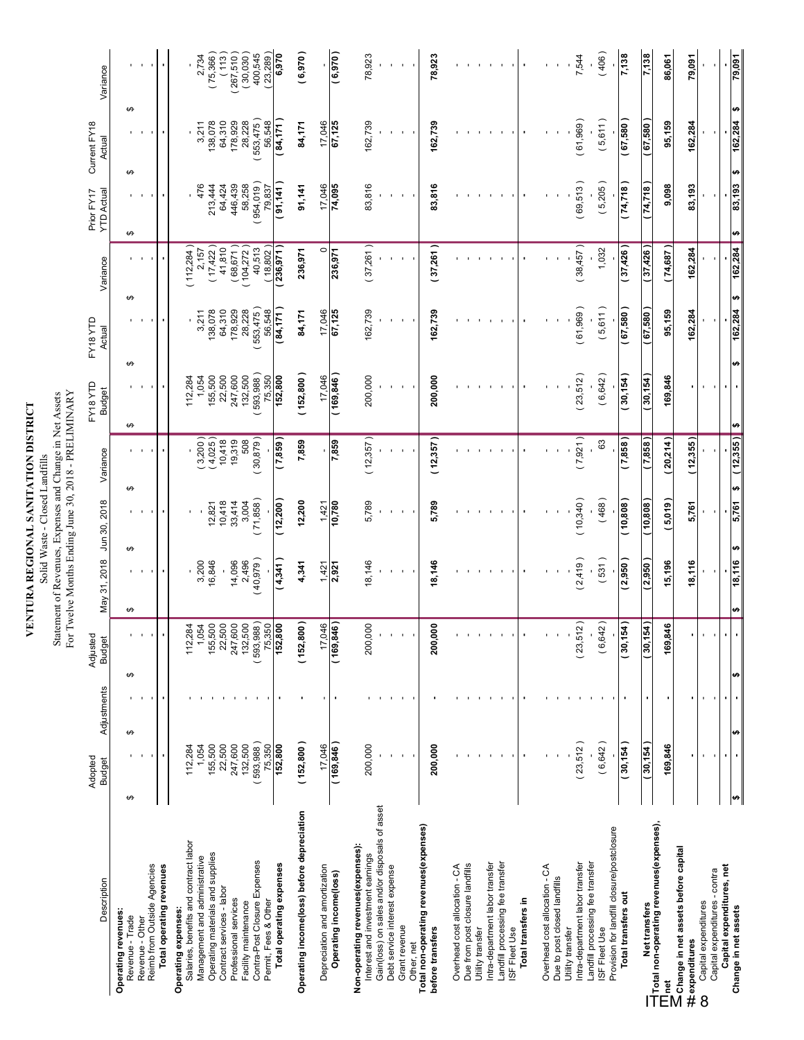# VENTURA REGIONAL SANITATION DISTRICT

Solid Waste - Closed Landfills
Statement of Revenues, Expenses and Change in Net Assets
For Twelve Months Ending June 30, 2018 - PRELIMINARY

| Description | Adopted Budget | Adjustments | Adjusted Budget | May 31, 2018 | Jun 30, 2018 | Variance | FY18 YTD Budget | FY18 YTD Actual | Variance | Prior FY17 YTD Actual | Current FY18 Actual | Variance |
|---|---|---|---|---|---|---|---|---|---|---|---|---|
| **Operating revenues:** | | | | | | | | | | | | |
| Revenue - Trade | $ - | $ - | $ - | $ - | $ - | $ - | $ - | $ - | $ - | $ - | $ - | $ - |
| Revenue - Other | - | - | - | - | - | - | - | - | - | - | - | - |
| Reimb from Outside Agencies | - | - | - | - | - | - | - | - | - | - | - | - |
| **Total operating revenues** | - | - | - | - | - | - | - | - | - | - | - | - |
| **Operating expenses:** | | | | | | | | | | | | |
| Salaries, benefits and contract labor | 112,284 | - | 112,284 | - | - | - | 112,284 | - | (112,284) | - | - | - |
| Management and administrative | 1,054 | - | 1,054 | 3,200 | - | (3,200) | 1,054 | 3,211 | 2,157 | 476 | 3,211 | 2,734 |
| Operating materials and supplies | 155,500 | - | 155,500 | 16,846 | 12,821 | (4,025) | 155,500 | 138,078 | (17,422) | 213,444 | 138,078 | (75,366) |
| Contract services - labor | 22,500 | - | 22,500 | - | 10,418 | 10,418 | 22,500 | 64,310 | 41,810 | 64,424 | 64,310 | (113) |
| Professional services | 247,600 | - | 247,600 | 14,096 | 33,414 | 19,319 | 247,600 | 178,929 | (68,671) | 446,439 | 178,929 | (267,510) |
| Facility maintenance | 132,500 | - | 132,500 | 2,496 | 3,004 | 508 | 132,500 | 28,228 | (104,272) | 58,258 | 28,228 | (30,030) |
| Contra-Post Closure Expenses | (593,988) | - | (593,988) | (40,979) | (71,858) | (30,879) | (593,988) | (553,475) | 40,513 | (954,019) | (553,475) | 400,545 |
| Permit, Fees & Other | 75,350 | - | 75,350 | - | - | - | 75,350 | 56,548 | (18,802) | 79,837 | 56,548 | (23,289) |
| **Total operating expenses** | 152,800 | - | 152,800 | (4,341) | (12,200) | (7,859) | 152,800 | (84,171) | (236,971) | (91,141) | (84,171) | 6,970 |
| **Operating income(loss) before depreciation** | (152,800) | - | (152,800) | 4,341 | 12,200 | 7,859 | (152,800) | 84,171 | 236,971 | 91,141 | 84,171 | (6,970) |
| Depreciation and amortization | 17,046 | - | 17,046 | 1,421 | 1,421 | - | 17,046 | 17,046 | 0 | 17,046 | 17,046 | - |
| **Operating income(loss)** | (169,846) | - | (169,846) | 2,921 | 10,780 | 7,859 | (169,846) | 67,125 | 236,971 | 74,095 | 67,125 | (6,970) |
| **Non-operating revenues(expenses):** | | | | | | | | | | | | |
| Interest and investment earnings | 200,000 | - | 200,000 | 18,146 | 5,789 | (12,357) | 200,000 | 162,739 | (37,261) | 83,816 | 162,739 | 78,923 |
| Gain(loss) on sales and/or disposals of asset | - | - | - | - | - | - | - | - | - | - | - | - |
| Debt service interest expense | - | - | - | - | - | - | - | - | - | - | - | - |
| Grant revenue | - | - | - | - | - | - | - | - | - | - | - | - |
| Other, net | - | - | - | - | - | - | - | - | - | - | - | - |
| **Total non-operating revenues(expenses) before transfers** | 200,000 | - | 200,000 | 18,146 | 5,789 | (12,357) | 200,000 | 162,739 | (37,261) | 83,816 | 162,739 | 78,923 |
| Overhead cost allocation - CA | - | - | - | - | - | - | - | - | - | - | - | - |
| Due from post closure landfills | - | - | - | - | - | - | - | - | - | - | - | - |
| Utility transfer | - | - | - | - | - | - | - | - | - | - | - | - |
| Intra-department labor transfer | - | - | - | - | - | - | - | - | - | - | - | - |
| Landfill processing fee transfer | - | - | - | - | - | - | - | - | - | - | - | - |
| ISF Fleet Use | - | - | - | - | - | - | - | - | - | - | - | - |
| **Total transfers in** | - | - | - | - | - | - | - | - | - | - | - | - |
| Overhead cost allocation - CA | - | - | - | - | - | - | - | - | - | - | - | - |
| Due to post closed landfills | - | - | - | - | - | - | - | - | - | - | - | - |
| Utility transfer | - | - | - | - | - | - | - | - | - | - | - | - |
| Intra-department labor transfer | (23,512) | - | (23,512) | (2,419) | (10,340) | (7,921) | (23,512) | (61,969) | (38,457) | (69,513) | (61,969) | 7,544 |
| Landfill processing fee transfer | - | - | - | - | - | - | - | - | - | - | - | - |
| ISF Fleet Use | (6,642) | - | (6,642) | (531) | (468) | 63 | (6,642) | (5,611) | 1,032 | (5,205) | (5,611) | (406) |
| Provision for landfill closure/postclosure | - | - | - | - | - | - | - | - | - | - | - | - |
| **Total transfers out** | (30,154) | - | (30,154) | (2,950) | (10,808) | (7,858) | (30,154) | (67,580) | (37,426) | (74,718) | (67,580) | 7,138 |
| **Net transfers** | (30,154) | - | (30,154) | (2,950) | (10,808) | (7,858) | (30,154) | (67,580) | (37,426) | (74,718) | (67,580) | 7,138 |
| **Total non-operating revenues(expenses), net** | 169,846 | - | 169,846 | 15,196 | (5,019) | (20,214) | 169,846 | 95,159 | (74,687) | 9,098 | 95,159 | 86,061 |
| **Change in net assets before capital expenditures** | - | - | - | 18,116 | 5,761 | (12,355) | - | 162,284 | 162,284 | 83,193 | 162,284 | 79,091 |
| Capital expenditures | - | - | - | - | - | - | - | - | - | - | - | - |
| Capital expenditures - contra | - | - | - | - | - | - | - | - | - | - | - | - |
| **Capital expenditures, net** | - | - | - | - | - | - | - | - | - | - | - | - |
| **Change in net assets** | $ - | $ - | $ - | $ 18,116 | $ 5,761 | $ (12,355) | $ - | $ 162,284 | $ 162,284 | $ 83,193 | $ 162,284 | $ 79,091 |

ITEM # 8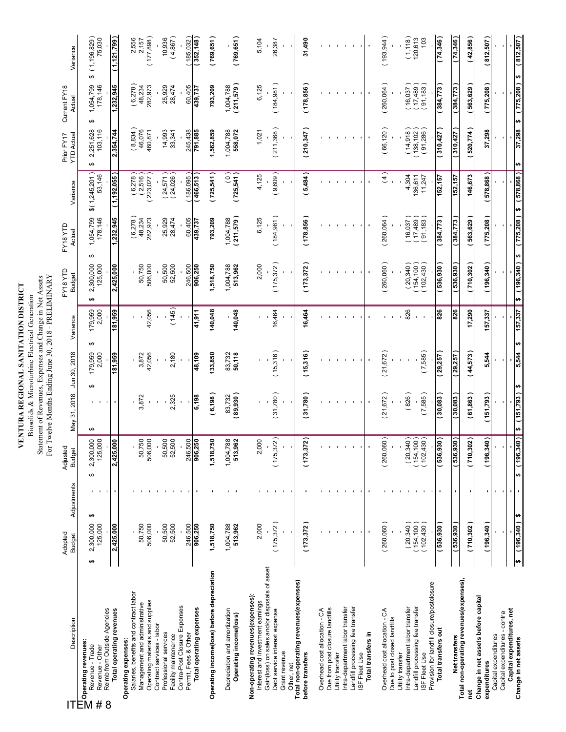ITEM # 8

# VENTURA REGIONAL SANITATION DISTRICT

Biosolids & Microturbine Electrical Generation
Statement of Revenues, Expenses and Change in Net Assets
For Twelve Months Ending June 30, 2018 - PRELIMINARY

| Description | Adopted Budget | Adjustments | Adjusted Budget | May 31, 2018 | Jun 30, 2018 | Variance | FY18 YTD Budget | FY18 YTD Actual | Variance | Prior FY17 YTD Actual | Current FY18 Actual | Variance |
|---|---|---|---|---|---|---|---|---|---|---|---|---|
| **Operating revenues:** | | | | | | | | | | | | |
| Revenue - Trade | $ 2,300,000 | $ - | $ 2,300,000 | $ - | $ 179,959 | $ 179,959 | $ 2,300,000 | $ 1,054,799 | $ (1,245,201) | $ 2,251,628 | $ 1,054,799 | $ (1,196,829) |
| Revenue - Other | 125,000 | - | 125,000 | - | 2,000 | 2,000 | 125,000 | 178,146 | 53,146 | 103,116 | 178,146 | 75,030 |
| Reimb from Outside Agencies | - | - | - | - | - | - | - | - | - | - | - | - |
| **Total operating revenues** | 2,425,000 | - | 2,425,000 | - | 181,959 | 181,959 | 2,425,000 | 1,232,945 | (1,192,055) | 2,354,744 | 1,232,945 | (1,121,799) |
| **Operating expenses:** | | | | | | | | | | | | |
| Salaries, benefits and contract labor | - | - | - | - | - | - | - | (6,278) | (6,278) | (8,834) | (6,278) | 2,556 |
| Management and administrative | 50,750 | - | 50,750 | 3,872 | 3,872 | - | 50,750 | 48,234 | (2,516) | 46,076 | 48,234 | 2,157 |
| Operating materials and supplies | 506,000 | - | 506,000 | - | 42,056 | 42,056 | 506,000 | 282,973 | (223,027) | 460,871 | 282,973 | (177,898) |
| Contract services - labor | - | - | - | - | - | - | - | - | - | - | - | - |
| Professional services | 50,500 | - | 50,500 | - | - | - | 50,500 | 25,929 | (24,571) | 14,993 | 25,929 | 10,936 |
| Facility maintenance | 52,500 | - | 52,500 | 2,325 | 2,180 | (145) | 52,500 | 28,474 | (24,026) | 33,341 | 28,474 | (4,867) |
| Contra-Post Closure Expenses | - | - | - | - | - | - | - | - | - | - | - | - |
| Permit, Fees & Other | 246,500 | - | 246,500 | - | - | - | 246,500 | 60,405 | (186,095) | 245,438 | 60,405 | (185,032) |
| **Total operating expenses** | 906,250 | - | 906,250 | 6,198 | 48,109 | 41,911 | 906,250 | 439,737 | (466,513) | 791,885 | 439,737 | (352,148) |
| **Operating income(loss) before depreciation** | 1,518,750 | - | 1,518,750 | (6,198) | 133,850 | 140,048 | 1,518,750 | 793,209 | (725,541) | 1,562,859 | 793,209 | (769,651) |
| Depreciation and amortization | 1,004,788 | - | 1,004,788 | 83,732 | 83,732 | - | 1,004,788 | 1,004,788 | (0) | 1,004,788 | 1,004,788 | - |
| **Operating income(loss)** | 513,962 | - | 513,962 | (89,930) | 50,118 | 140,048 | 513,962 | (211,579) | (725,541) | 558,072 | (211,579) | (769,651) |
| **Non-operating revenues(expenses):** | | | | | | | | | | | | |
| Interest and investment earnings | 2,000 | - | 2,000 | - | - | - | 2,000 | 6,125 | 4,125 | 1,021 | 6,125 | 5,104 |
| Gain(loss) on sales and/or disposals of asset | - | - | - | - | - | - | - | - | - | - | - | - |
| Debt service interest expense | (175,372) | - | (175,372) | (31,780) | (15,316) | 16,464 | (175,372) | (184,981) | (9,609) | (211,368) | (184,981) | 26,387 |
| Grant revenue | - | - | - | - | - | - | - | - | - | - | - | - |
| Other, net | - | - | - | - | - | - | - | - | - | - | - | - |
| **Total non-operating revenues(expenses) before transfers** | (173,372) | - | (173,372) | (31,780) | (15,316) | 16,464 | (173,372) | (178,856) | (5,484) | (210,347) | (178,856) | 31,490 |
| Overhead cost allocation - CA | - | - | - | - | - | - | - | - | - | - | - | - |
| Due from post closure landfills | - | - | - | - | - | - | - | - | - | - | - | - |
| Utility transfer | - | - | - | - | - | - | - | - | - | - | - | - |
| Intra-department labor transfer | - | - | - | - | - | - | - | - | - | - | - | - |
| Landfill processing fee transfer | - | - | - | - | - | - | - | - | - | - | - | - |
| ISF Fleet Use | - | - | - | - | - | - | - | - | - | - | - | - |
| **Total transfers in** | - | - | - | - | - | - | - | - | - | - | - | - |
| Overhead cost allocation - CA | (260,060) | - | (260,060) | (21,672) | (21,672) | - | (260,060) | (260,064) | (4) | (66,120) | (260,064) | (193,944) |
| Due to post closed landfills | - | - | - | - | - | - | - | - | - | - | - | - |
| Utility transfer | - | - | - | - | - | - | - | - | - | - | - | - |
| Intra-department labor transfer | (20,340) | - | (20,340) | (826) | - | 826 | (20,340) | (16,037) | 4,304 | (14,918) | (16,037) | (1,118) |
| Landfill processing fee transfer | (154,100) | - | (154,100) | - | - | - | (154,100) | (17,489) | 136,611 | (138,102) | (17,489) | 120,613 |
| ISF Fleet Use | (102,430) | - | (102,430) | (7,585) | (7,585) | - | (102,430) | (91,183) | 11,247 | (91,286) | (91,183) | 103 |
| Provision for landfill closure/postclosure | - | - | - | - | - | - | - | - | - | - | - | - |
| **Total transfers out** | (536,930) | - | (536,930) | (30,083) | (29,257) | 826 | (536,930) | (384,773) | 152,157 | (310,427) | (384,773) | (74,346) |
| **Net transfers** | (536,930) | - | (536,930) | (30,083) | (29,257) | 826 | (536,930) | (384,773) | 152,157 | (310,427) | (384,773) | (74,346) |
| **Total non-operating revenues(expenses), net** | (710,302) | - | (710,302) | (61,863) | (44,573) | 17,290 | (710,302) | (563,629) | 146,673 | (520,774) | (563,629) | (42,856) |
| **Change in net assets before capital expenditures** | (196,340) | - | (196,340) | (151,793) | 5,544 | 157,337 | (196,340) | (775,208) | (578,868) | 37,298 | (775,208) | (812,507) |
| Capital expenditures | - | - | - | - | - | - | - | - | - | - | - | - |
| Capital expenditures - contra | - | - | - | - | - | - | - | - | - | - | - | - |
| **Capital expenditures, net** | - | - | - | - | - | - | - | - | - | - | - | - |
| **Change in net assets** | $ (196,340) | $ - | $ (196,340) | $ (151,793) | $ 5,544 | $ 157,337 | $ (196,340) | $ (775,208) | $ (578,868) | $ 37,298 | $ (775,208) | $ (812,507) |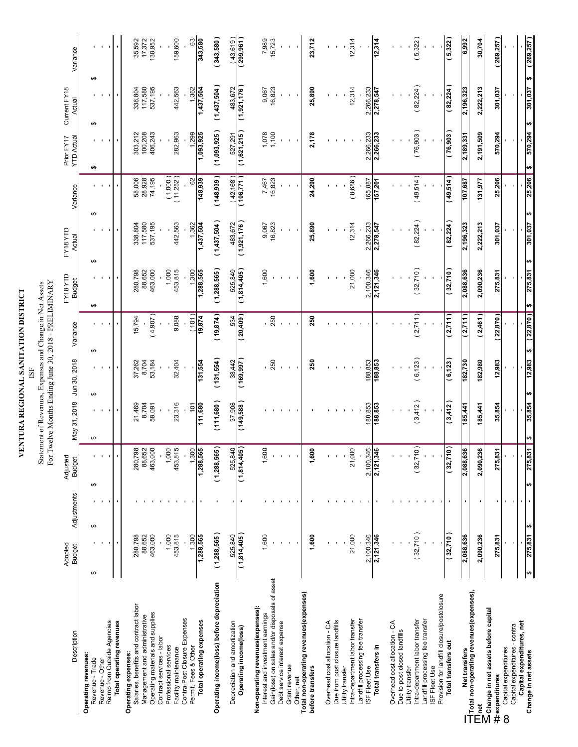# VENTURA REGIONAL SANITATION DISTRICT

ISF

Statement of Revenues, Expenses and Change in Net Assets

For Twelve Months Ending June 30, 2018 - PRELIMINARY

| Description | Adopted Budget | Adjustments | Adjusted Budget | May 31, 2018 | Jun 30, 2018 | Variance | FY18 YTD Budget | FY18 YTD Actual | Variance | Prior FY17 YTD Actual | Current FY18 Actual | Variance |
|---|---|---|---|---|---|---|---|---|---|---|---|---|
| **Operating revenues:** | | | | | | | | | | | | |
| Revenue - Trade | $ - | $ - | $ - | $ - | $ - | $ - | $ - | $ - | $ - | $ - | $ - | $ - |
| Revenue - Other | - | - | - | - | - | - | - | - | - | - | - | - |
| Reimb from Outside Agencies | - | - | - | - | - | - | - | - | - | - | - | - |
| **Total operating revenues** | - | - | - | - | - | - | - | - | - | - | - | - |
| **Operating expenses:** | | | | | | | | | | | | |
| Salaries, benefits and contract labor | 280,798 | - | 280,798 | 21,469 | 37,262 | 15,794 | 280,798 | 338,804 | 58,006 | 303,212 | 338,804 | 35,592 |
| Management and administrative | 88,652 | - | 88,652 | 8,704 | 8,704 | - | 88,652 | 117,580 | 28,928 | 100,208 | 117,580 | 17,372 |
| Operating materials and supplies | 463,000 | - | 463,000 | 58,091 | 53,184 | (4,907) | 463,000 | 537,195 | 74,195 | 406,243 | 537,195 | 130,952 |
| Contract services - labor | - | - | - | - | - | - | - | - | - | - | - | - |
| Professional services | 1,000 | - | 1,000 | - | - | - | 1,000 | - | (1,000) | - | - | - |
| Facility maintenance | 453,815 | - | 453,815 | 23,316 | 32,404 | 9,088 | 453,815 | 442,563 | (11,252) | 282,963 | 442,563 | 159,600 |
| Contra-Post Closure Expenses | - | - | - | - | - | - | - | - | - | - | - | - |
| Permit, Fees & Other | 1,300 | - | 1,300 | 101 | - | (101) | 1,300 | 1,362 | 62 | 1,299 | 1,362 | 63 |
| **Total operating expenses** | 1,288,565 | - | 1,288,565 | 111,680 | 131,554 | 19,874 | 1,288,565 | 1,437,504 | 148,939 | 1,093,925 | 1,437,504 | 343,580 |
| **Operating income(loss) before depreciation** | (1,288,565) | - | (1,288,565) | (111,680) | (131,554) | (19,874) | (1,288,565) | (1,437,504) | (148,939) | (1,093,925) | (1,437,504) | (343,580) |
| Depreciation and amortization | 525,840 | - | 525,840 | 37,908 | 38,442 | 534 | 525,840 | 483,672 | (42,168) | 527,291 | 483,672 | (43,619) |
| **Operating income(loss)** | (1,814,405) | - | (1,814,405) | (149,588) | (169,997) | (20,409) | (1,814,405) | (1,921,176) | (106,771) | (1,621,215) | (1,921,176) | (299,961) |
| **Non-operating revenues(expenses):** | | | | | | | | | | | | |
| Interest and investment earnings | 1,600 | - | 1,600 | - | - | - | 1,600 | 9,067 | 7,467 | 1,078 | 9,067 | 7,989 |
| Gain(loss) on sales and/or disposals of asset | - | - | - | - | 250 | 250 | - | 16,823 | 16,823 | 1,100 | 16,823 | 15,723 |
| Debt service interest expense | - | - | - | - | - | - | - | - | - | - | - | - |
| Grant revenue | - | - | - | - | - | - | - | - | - | - | - | - |
| Other, net | - | - | - | - | - | - | - | - | - | - | - | - |
| **Total non-operating revenues(expenses) before transfers** | 1,600 | - | 1,600 | - | 250 | 250 | 1,600 | 25,890 | 24,290 | 2,178 | 25,890 | 23,712 |
| Overhead cost allocation - CA | - | - | - | - | - | - | - | - | - | - | - | - |
| Due from post closure landfills | - | - | - | - | - | - | - | - | - | - | - | - |
| Utility transfer | - | - | - | - | - | - | - | - | - | - | - | - |
| Intra-department labor transfer | 21,000 | - | 21,000 | - | - | - | 21,000 | 12,314 | (8,686) | - | 12,314 | 12,314 |
| Landfill processing fee transfer | - | - | - | - | - | - | - | - | - | - | - | - |
| ISF Fleet Use | 2,100,346 | - | 2,100,346 | 188,853 | 188,853 | - | 2,100,346 | 2,266,233 | 165,887 | 2,266,233 | 2,266,233 | - |
| **Total transfers in** | 2,121,346 | - | 2,121,346 | 188,853 | 188,853 | - | 2,121,346 | 2,278,547 | 157,201 | 2,266,233 | 2,278,547 | 12,314 |
| Overhead cost allocation - CA | - | - | - | - | - | - | - | - | - | - | - | - |
| Due to post closed landfills | - | - | - | - | - | - | - | - | - | - | - | - |
| Utility transfer | - | - | - | - | - | - | - | - | - | - | - | - |
| Intra-department labor transfer | (32,710) | - | (32,710) | (3,412) | (6,123) | (2,711) | (32,710) | (82,224) | (49,514) | (76,903) | (82,224) | (5,322) |
| Landfill processing fee transfer | - | - | - | - | - | - | - | - | - | - | - | - |
| ISF Fleet Use | - | - | - | - | - | - | - | - | - | - | - | - |
| Provision for landfill closure/postclosure | - | - | - | - | - | - | - | - | - | - | - | - |
| **Total transfers out** | (32,710) | - | (32,710) | (3,412) | (6,123) | (2,711) | (32,710) | (82,224) | (49,514) | (76,903) | (82,224) | (5,322) |
| **Net transfers** | 2,088,636 | - | 2,088,636 | 185,441 | 182,730 | (2,711) | 2,088,636 | 2,196,323 | 107,687 | 2,189,331 | 2,196,323 | 6,992 |
| **Total non-operating revenues(expenses), net** | 2,090,236 | - | 2,090,236 | 185,441 | 182,980 | (2,461) | 2,090,236 | 2,222,213 | 131,977 | 2,191,509 | 2,222,213 | 30,704 |
| **Change in net assets before capital expenditures** | 275,831 | - | 275,831 | 35,854 | 12,983 | (22,870) | 275,831 | 301,037 | 25,206 | 570,294 | 301,037 | (269,257) |
| Capital expenditures | - | - | - | - | - | - | - | - | - | - | - | - |
| Capital expenditures - contra | - | - | - | - | - | - | - | - | - | - | - | - |
| **Capital expenditures, net** | - | - | - | - | - | - | - | - | - | - | - | - |
| **Change in net assets** | $ 275,831 | $ - | $ 275,831 | $ 35,854 | $ 12,983 | $ (22,870) | $ 275,831 | $ 301,037 | $ 25,206 | $ 570,294 | $ 301,037 | $ (269,257) |

ITEM # 8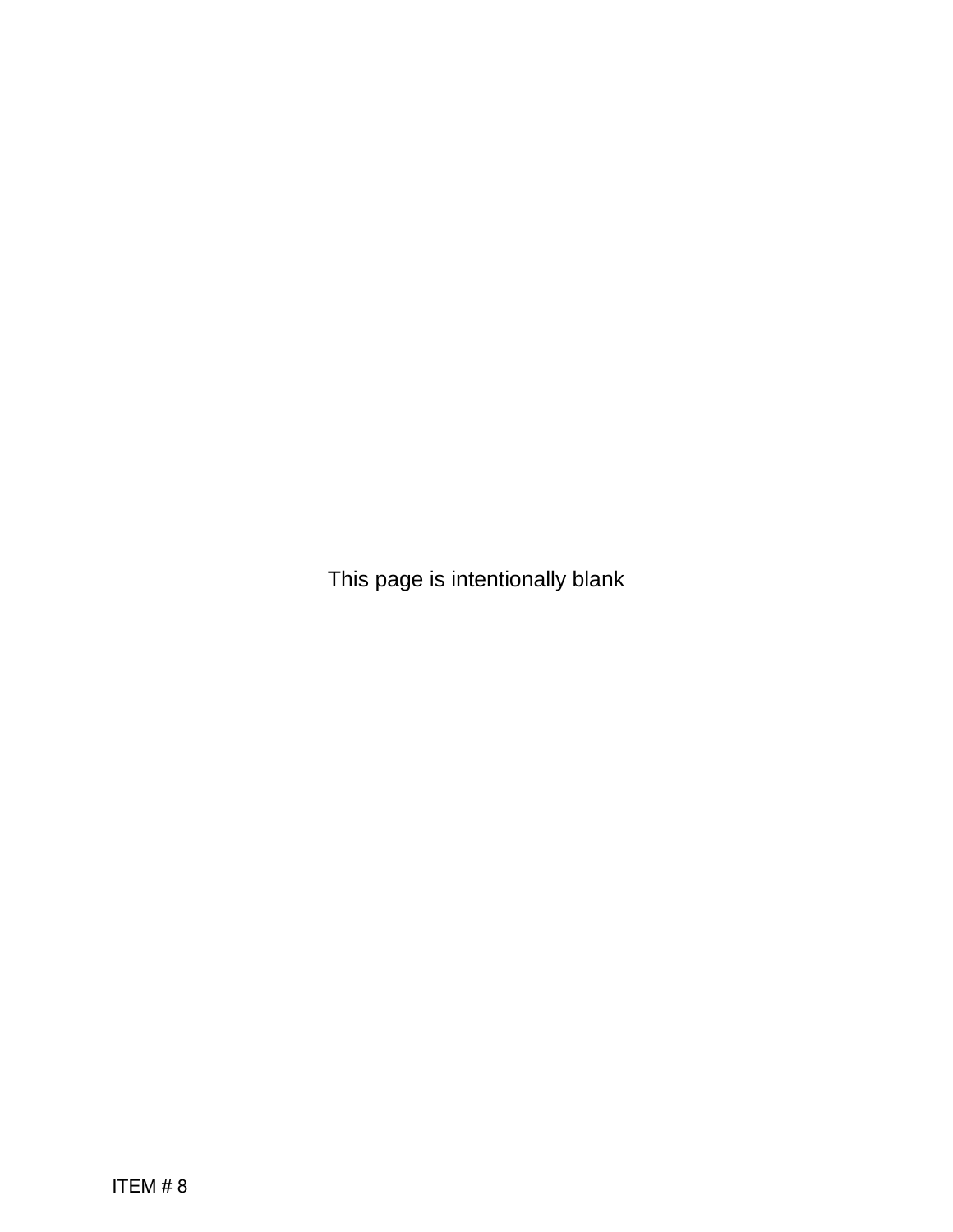This page is intentionally blank

ITEM # 8